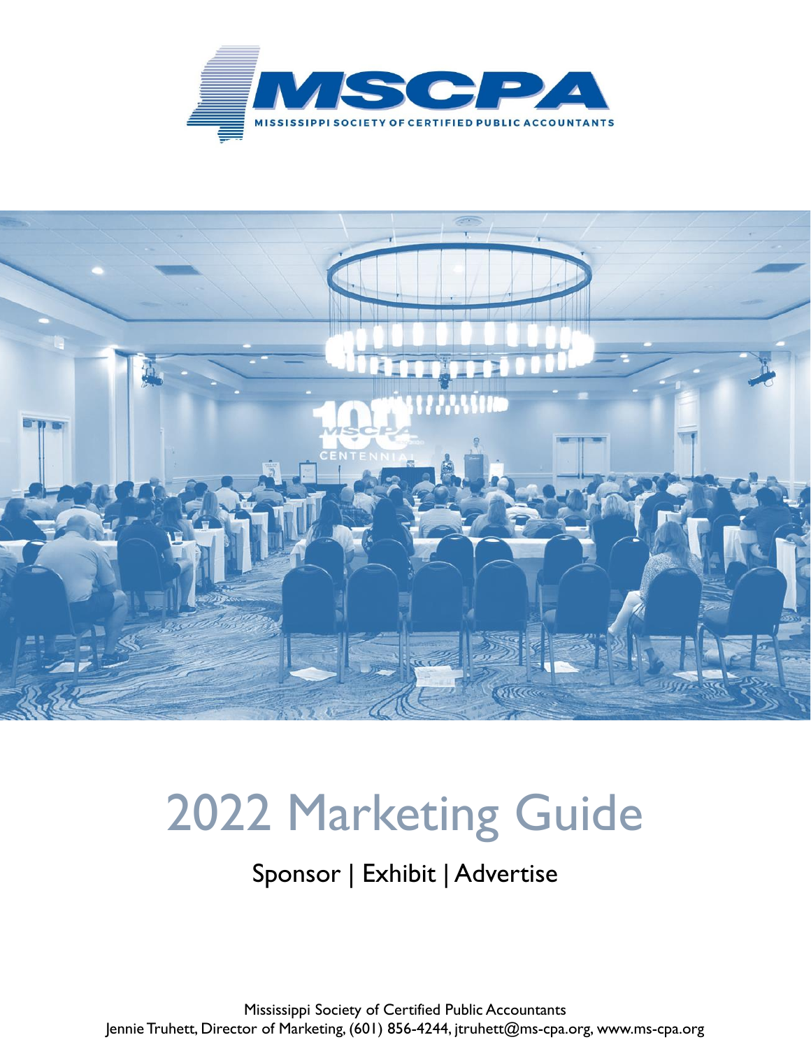# MSCPA

MISSISSIPPI SOCIETY OF CERTIFIED PUBLIC ACCOUNTANTS

# 2022 Marketing Guide

## Sponsor | Exhibit | Advertise

Mississippi Society of Certified Public Accountants
Jennie Truhett, Director of Marketing, (601) 856-4244, jtruhett@ms-cpa.org, www.ms-cpa.org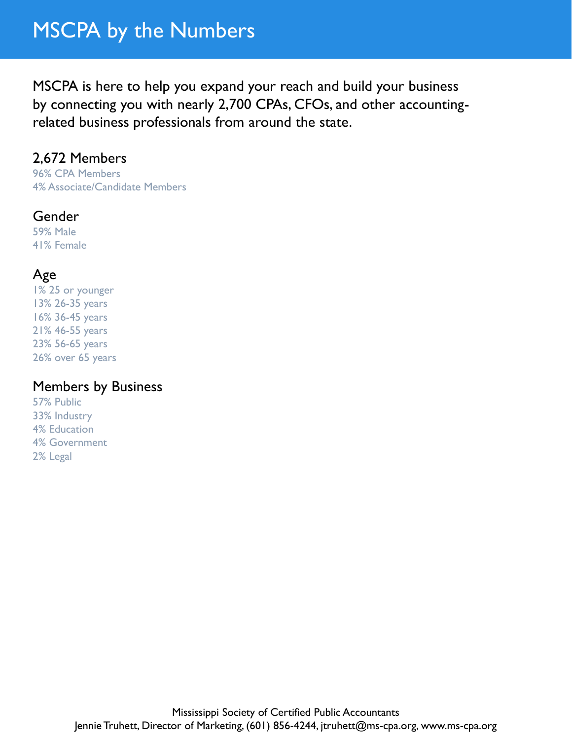# MSCPA by the Numbers

MSCPA is here to help you expand your reach and build your business by connecting you with nearly 2,700 CPAs, CFOs, and other accounting-related business professionals from around the state.

## 2,672 Members

96% CPA Members
4% Associate/Candidate Members

## Gender

59% Male
41% Female

## Age

1% 25 or younger
13% 26-35 years
16% 36-45 years
21% 46-55 years
23% 56-65 years
26% over 65 years

## Members by Business

57% Public
33% Industry
4% Education
4% Government
2% Legal

Mississippi Society of Certified Public Accountants
Jennie Truhett, Director of Marketing, (601) 856-4244, jtruhett@ms-cpa.org, www.ms-cpa.org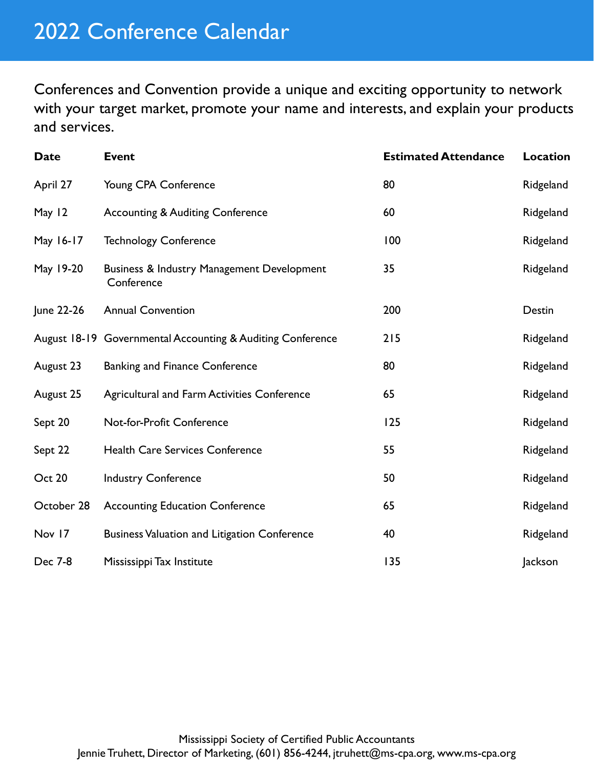# 2022 Conference Calendar

Conferences and Convention provide a unique and exciting opportunity to network with your target market, promote your name and interests, and explain your products and services.

| Date | Event | Estimated Attendance | Location |
|---|---|---|---|
| April 27 | Young CPA Conference | 80 | Ridgeland |
| May 12 | Accounting & Auditing Conference | 60 | Ridgeland |
| May 16-17 | Technology Conference | 100 | Ridgeland |
| May 19-20 | Business & Industry Management Development Conference | 35 | Ridgeland |
| June 22-26 | Annual Convention | 200 | Destin |
| August 18-19 | Governmental Accounting & Auditing Conference | 215 | Ridgeland |
| August 23 | Banking and Finance Conference | 80 | Ridgeland |
| August 25 | Agricultural and Farm Activities Conference | 65 | Ridgeland |
| Sept 20 | Not-for-Profit Conference | 125 | Ridgeland |
| Sept 22 | Health Care Services Conference | 55 | Ridgeland |
| Oct 20 | Industry Conference | 50 | Ridgeland |
| October 28 | Accounting Education Conference | 65 | Ridgeland |
| Nov 17 | Business Valuation and Litigation Conference | 40 | Ridgeland |
| Dec 7-8 | Mississippi Tax Institute | 135 | Jackson |

Mississippi Society of Certified Public Accountants
Jennie Truhett, Director of Marketing, (601) 856-4244, jtruhett@ms-cpa.org, www.ms-cpa.org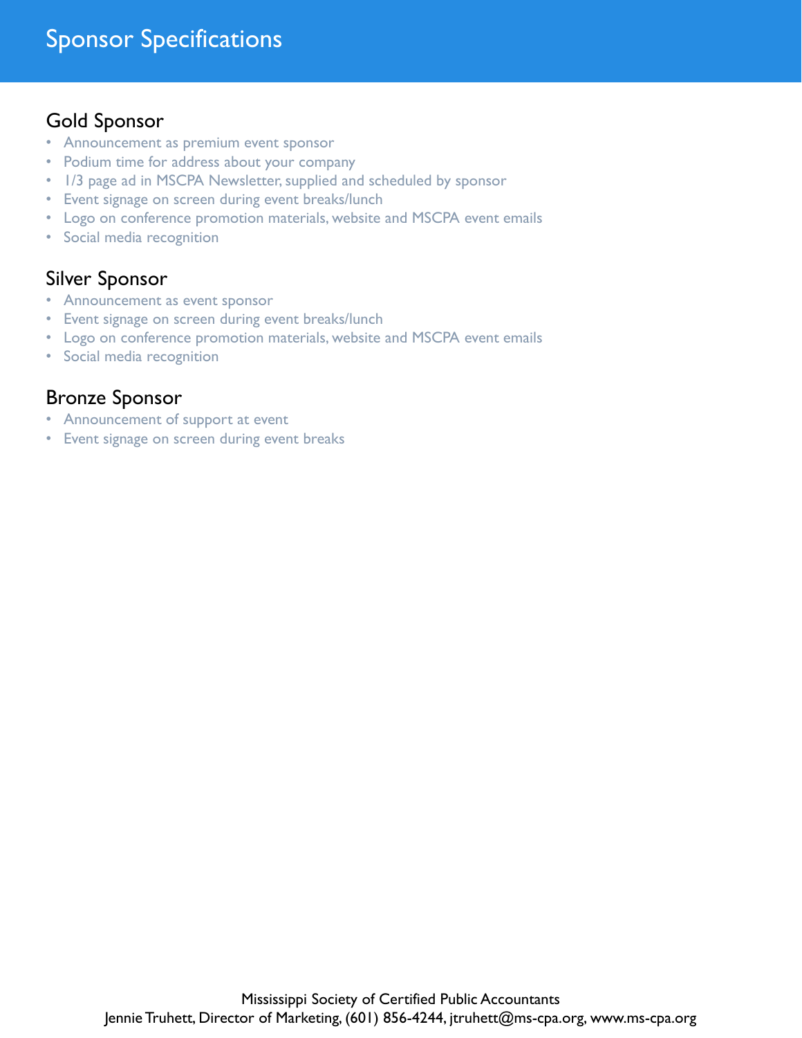# Sponsor Specifications

## Gold Sponsor

- Announcement as premium event sponsor
- Podium time for address about your company
- 1/3 page ad in MSCPA Newsletter, supplied and scheduled by sponsor
- Event signage on screen during event breaks/lunch
- Logo on conference promotion materials, website and MSCPA event emails
- Social media recognition

## Silver Sponsor

- Announcement as event sponsor
- Event signage on screen during event breaks/lunch
- Logo on conference promotion materials, website and MSCPA event emails
- Social media recognition

## Bronze Sponsor

- Announcement of support at event
- Event signage on screen during event breaks

Mississippi Society of Certified Public Accountants
Jennie Truhett, Director of Marketing, (601) 856-4244, jtruhett@ms-cpa.org, www.ms-cpa.org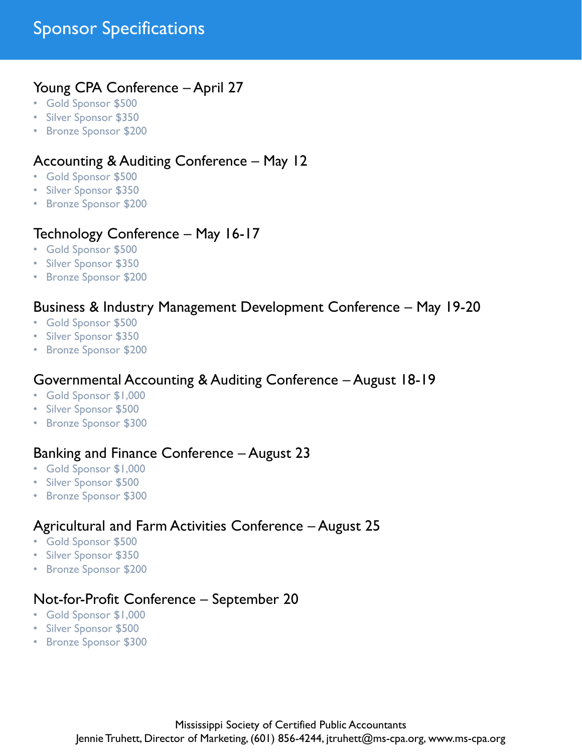# Sponsor Specifications

## Young CPA Conference – April 27

- Gold Sponsor $500
- Silver Sponsor $350
- Bronze Sponsor $200

## Accounting & Auditing Conference – May 12

- Gold Sponsor $500
- Silver Sponsor $350
- Bronze Sponsor $200

## Technology Conference – May 16-17

- Gold Sponsor $500
- Silver Sponsor $350
- Bronze Sponsor $200

## Business & Industry Management Development Conference – May 19-20

- Gold Sponsor $500
- Silver Sponsor $350
- Bronze Sponsor $200

## Governmental Accounting & Auditing Conference – August 18-19

- Gold Sponsor $1,000
- Silver Sponsor $500
- Bronze Sponsor $300

## Banking and Finance Conference – August 23

- Gold Sponsor $1,000
- Silver Sponsor $500
- Bronze Sponsor $300

## Agricultural and Farm Activities Conference – August 25

- Gold Sponsor $500
- Silver Sponsor $350
- Bronze Sponsor $200

## Not-for-Profit Conference – September 20

- Gold Sponsor $1,000
- Silver Sponsor $500
- Bronze Sponsor $300

Mississippi Society of Certified Public Accountants
Jennie Truhett, Director of Marketing, (601) 856-4244, jtruhett@ms-cpa.org, www.ms-cpa.org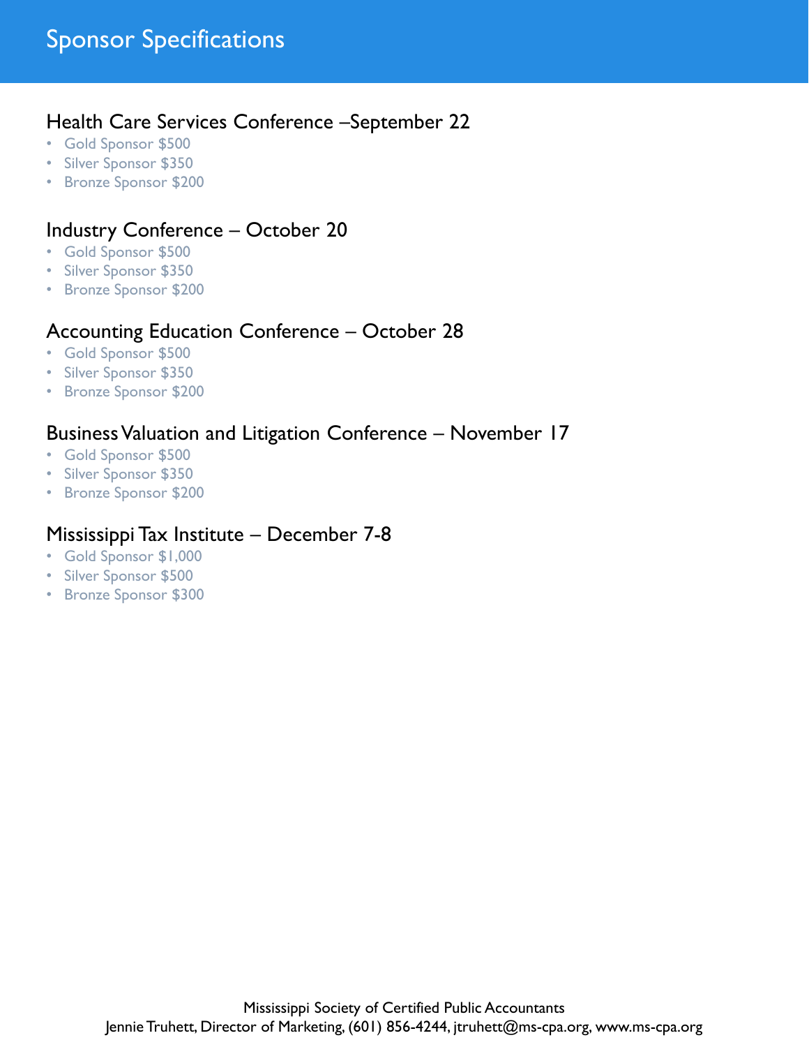# Sponsor Specifications

## Health Care Services Conference –September 22

- Gold Sponsor $500
- Silver Sponsor $350
- Bronze Sponsor $200

## Industry Conference – October 20

- Gold Sponsor $500
- Silver Sponsor $350
- Bronze Sponsor $200

## Accounting Education Conference – October 28

- Gold Sponsor $500
- Silver Sponsor $350
- Bronze Sponsor $200

## Business Valuation and Litigation Conference – November 17

- Gold Sponsor $500
- Silver Sponsor $350
- Bronze Sponsor $200

## Mississippi Tax Institute – December 7-8

- Gold Sponsor $1,000
- Silver Sponsor $500
- Bronze Sponsor $300

Mississippi Society of Certified Public Accountants
Jennie Truhett, Director of Marketing, (601) 856-4244, jtruhett@ms-cpa.org, www.ms-cpa.org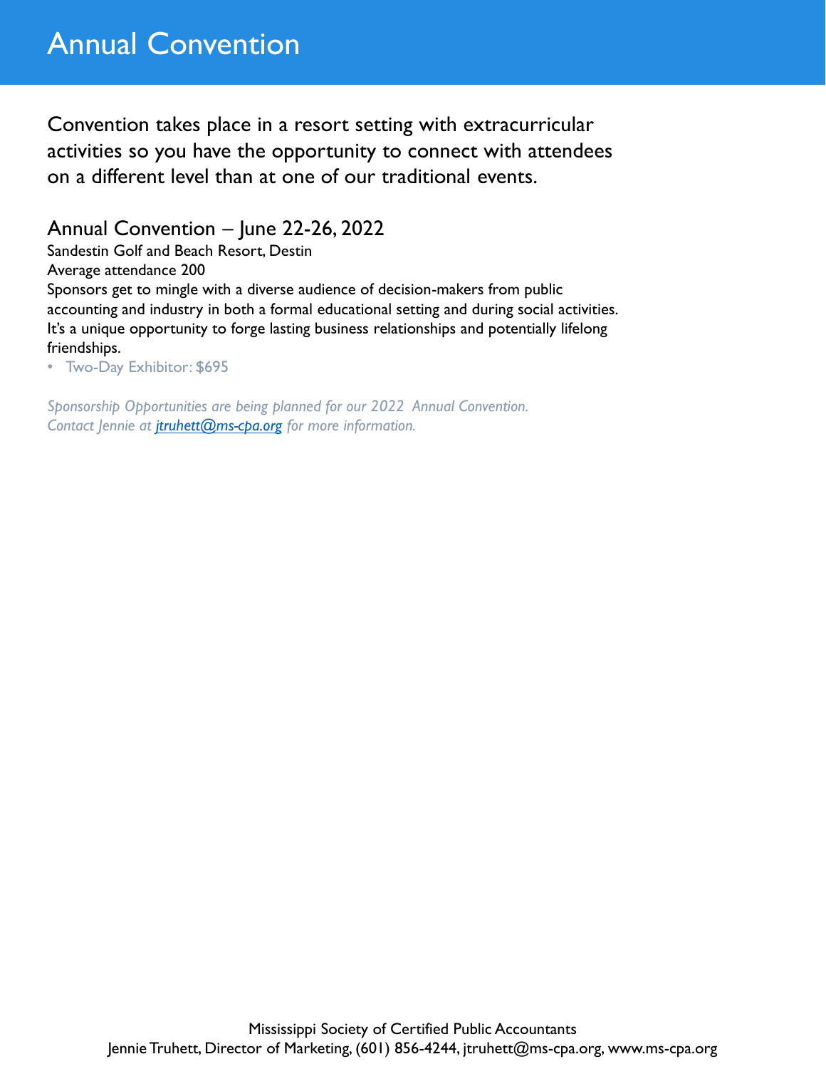# Annual Convention

Convention takes place in a resort setting with extracurricular activities so you have the opportunity to connect with attendees on a different level than at one of our traditional events.

## Annual Convention – June 22-26, 2022

Sandestin Golf and Beach Resort, Destin
Average attendance 200
Sponsors get to mingle with a diverse audience of decision-makers from public accounting and industry in both a formal educational setting and during social activities. It's a unique opportunity to forge lasting business relationships and potentially lifelong friendships.

- Two-Day Exhibitor: $695

*Sponsorship Opportunities are being planned for our 2022 Annual Convention. Contact Jennie at [jtruhett@ms-cpa.org](mailto:jtruhett@ms-cpa.org) for more information.*

Mississippi Society of Certified Public Accountants
Jennie Truhett, Director of Marketing, (601) 856-4244, jtruhett@ms-cpa.org, www.ms-cpa.org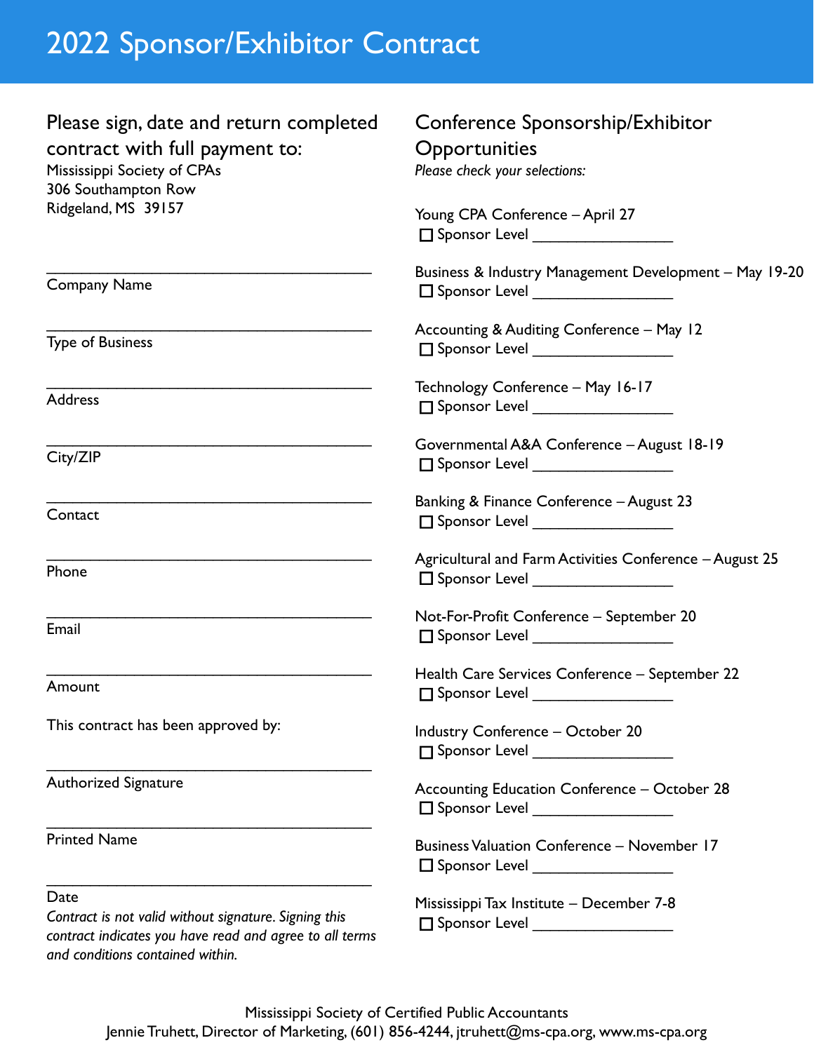# 2022 Sponsor/Exhibitor Contract

## Please sign, date and return completed contract with full payment to:

Mississippi Society of CPAs
306 Southampton Row
Ridgeland, MS 39157

\_\_\_\_\_\_\_\_\_\_\_\_\_\_\_\_\_\_\_\_\_\_\_\_\_\_\_\_\_\_\_\_\_\_\_\_\_\_\_\_
Company Name

\_\_\_\_\_\_\_\_\_\_\_\_\_\_\_\_\_\_\_\_\_\_\_\_\_\_\_\_\_\_\_\_\_\_\_\_\_\_\_\_
Type of Business

\_\_\_\_\_\_\_\_\_\_\_\_\_\_\_\_\_\_\_\_\_\_\_\_\_\_\_\_\_\_\_\_\_\_\_\_\_\_\_\_
Address

\_\_\_\_\_\_\_\_\_\_\_\_\_\_\_\_\_\_\_\_\_\_\_\_\_\_\_\_\_\_\_\_\_\_\_\_\_\_\_\_
City/ZIP

\_\_\_\_\_\_\_\_\_\_\_\_\_\_\_\_\_\_\_\_\_\_\_\_\_\_\_\_\_\_\_\_\_\_\_\_\_\_\_\_
Contact

\_\_\_\_\_\_\_\_\_\_\_\_\_\_\_\_\_\_\_\_\_\_\_\_\_\_\_\_\_\_\_\_\_\_\_\_\_\_\_\_
Phone

\_\_\_\_\_\_\_\_\_\_\_\_\_\_\_\_\_\_\_\_\_\_\_\_\_\_\_\_\_\_\_\_\_\_\_\_\_\_\_\_
Email

\_\_\_\_\_\_\_\_\_\_\_\_\_\_\_\_\_\_\_\_\_\_\_\_\_\_\_\_\_\_\_\_\_\_\_\_\_\_\_\_
Amount

This contract has been approved by:

\_\_\_\_\_\_\_\_\_\_\_\_\_\_\_\_\_\_\_\_\_\_\_\_\_\_\_\_\_\_\_\_\_\_\_\_\_\_\_\_
Authorized Signature

\_\_\_\_\_\_\_\_\_\_\_\_\_\_\_\_\_\_\_\_\_\_\_\_\_\_\_\_\_\_\_\_\_\_\_\_\_\_\_\_
Printed Name

\_\_\_\_\_\_\_\_\_\_\_\_\_\_\_\_\_\_\_\_\_\_\_\_\_\_\_\_\_\_\_\_\_\_\_\_\_\_\_\_
Date

*Contract is not valid without signature. Signing this contract indicates you have read and agree to all terms and conditions contained within.*

## Conference Sponsorship/Exhibitor Opportunities

*Please check your selections:*

Young CPA Conference – April 27
- ☐ Sponsor Level \_\_\_\_\_\_\_\_\_\_\_\_\_\_\_\_\_\_

Business & Industry Management Development – May 19-20
- ☐ Sponsor Level \_\_\_\_\_\_\_\_\_\_\_\_\_\_\_\_\_\_

Accounting & Auditing Conference – May 12
- ☐ Sponsor Level \_\_\_\_\_\_\_\_\_\_\_\_\_\_\_\_\_\_

Technology Conference – May 16-17
- ☐ Sponsor Level \_\_\_\_\_\_\_\_\_\_\_\_\_\_\_\_\_\_

Governmental A&A Conference – August 18-19
- ☐ Sponsor Level \_\_\_\_\_\_\_\_\_\_\_\_\_\_\_\_\_\_

Banking & Finance Conference – August 23
- ☐ Sponsor Level \_\_\_\_\_\_\_\_\_\_\_\_\_\_\_\_\_\_

Agricultural and Farm Activities Conference – August 25
- ☐ Sponsor Level \_\_\_\_\_\_\_\_\_\_\_\_\_\_\_\_\_\_

Not-For-Profit Conference – September 20
- ☐ Sponsor Level \_\_\_\_\_\_\_\_\_\_\_\_\_\_\_\_\_\_

Health Care Services Conference – September 22
- ☐ Sponsor Level \_\_\_\_\_\_\_\_\_\_\_\_\_\_\_\_\_\_

Industry Conference – October 20
- ☐ Sponsor Level \_\_\_\_\_\_\_\_\_\_\_\_\_\_\_\_\_\_

Accounting Education Conference – October 28
- ☐ Sponsor Level \_\_\_\_\_\_\_\_\_\_\_\_\_\_\_\_\_\_

Business Valuation Conference – November 17
- ☐ Sponsor Level \_\_\_\_\_\_\_\_\_\_\_\_\_\_\_\_\_\_

Mississippi Tax Institute – December 7-8
- ☐ Sponsor Level \_\_\_\_\_\_\_\_\_\_\_\_\_\_\_\_\_\_

Mississippi Society of Certified Public Accountants
Jennie Truhett, Director of Marketing, (601) 856-4244, jtruhett@ms-cpa.org, www.ms-cpa.org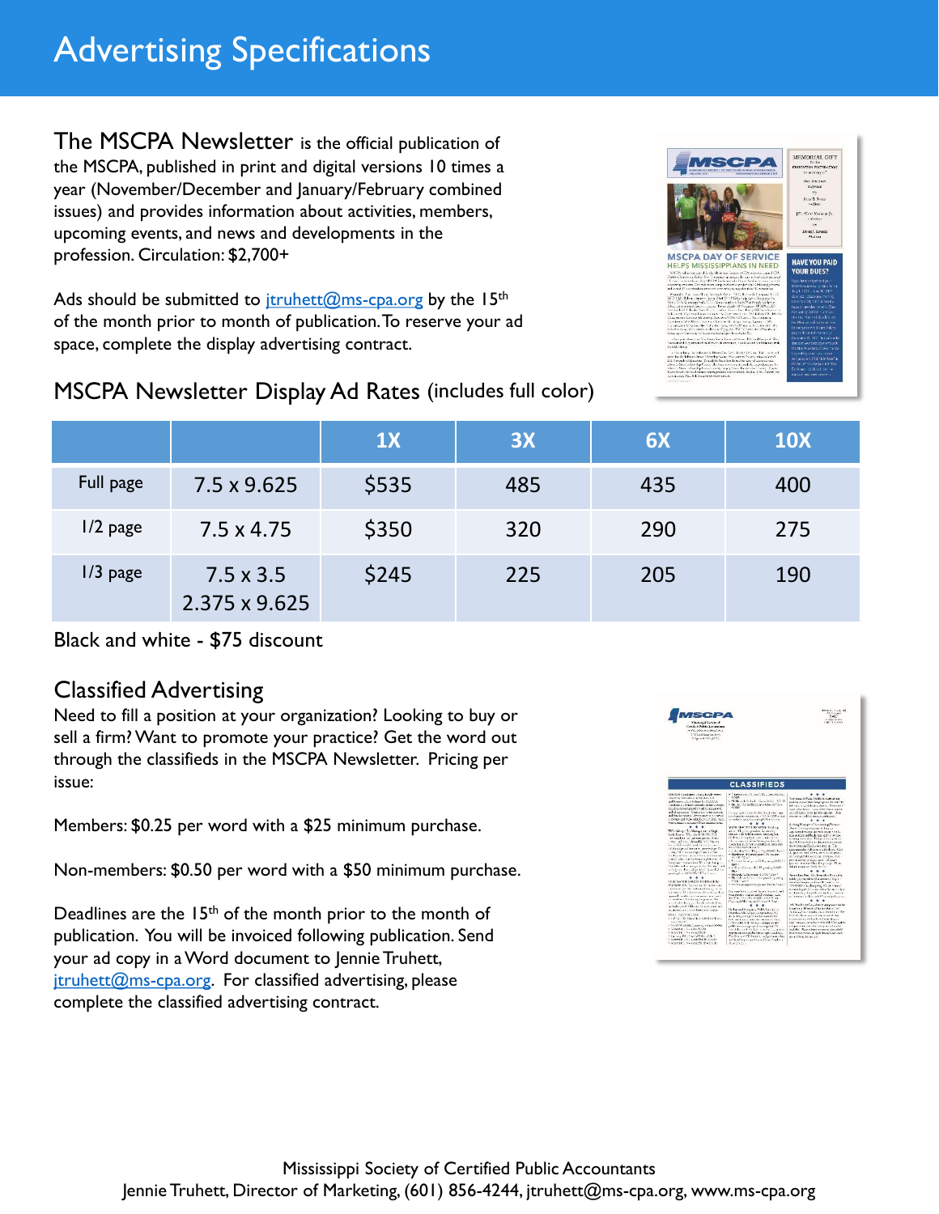# Advertising Specifications

**The MSCPA Newsletter** is the official publication of the MSCPA, published in print and digital versions 10 times a year (November/December and January/February combined issues) and provides information about activities, members, upcoming events, and news and developments in the profession. Circulation: $2,700+

Ads should be submitted to jtruhett@ms-cpa.org by the 15th of the month prior to month of publication. To reserve your ad space, complete the display advertising contract.

## MSCPA Newsletter Display Ad Rates (includes full color)

| | | 1X | 3X | 6X | 10X |
|---|---|---|---|---|---|
| Full page | 7.5 x 9.625 | $535 | 485 | 435 | 400 |
| 1/2 page | 7.5 x 4.75 | $350 | 320 | 290 | 275 |
| 1/3 page | 7.5 x 3.5<br>2.375 x 9.625 | $245 | 225 | 205 | 190 |

Black and white - $75 discount

## Classified Advertising

Need to fill a position at your organization? Looking to buy or sell a firm? Want to promote your practice? Get the word out through the classifieds in the MSCPA Newsletter. Pricing per issue:

Members: $0.25 per word with a $25 minimum purchase.

Non-members: $0.50 per word with a $50 minimum purchase.

Deadlines are the 15th of the month prior to the month of publication. You will be invoiced following publication. Send your ad copy in a Word document to Jennie Truhett, jtruhett@ms-cpa.org. For classified advertising, please complete the classified advertising contract.

Mississippi Society of Certified Public Accountants
Jennie Truhett, Director of Marketing, (601) 856-4244, jtruhett@ms-cpa.org, www.ms-cpa.org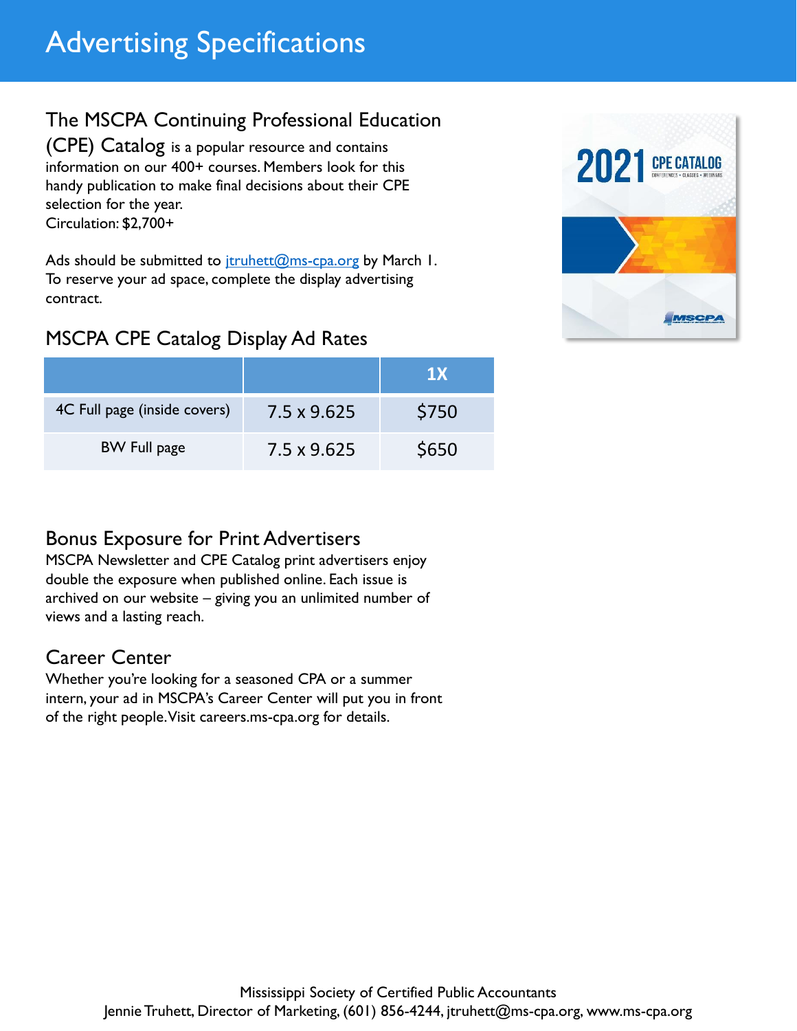# Advertising Specifications

## The MSCPA Continuing Professional Education (CPE) Catalog

is a popular resource and contains information on our 400+ courses. Members look for this handy publication to make final decisions about their CPE selection for the year.
Circulation: $2,700+

Ads should be submitted to jtruhett@ms-cpa.org by March 1. To reserve your ad space, complete the display advertising contract.

## MSCPA CPE Catalog Display Ad Rates

| | | 1X |
|---|---|---|
| 4C Full page (inside covers) | 7.5 x 9.625 | $750 |
| BW Full page | 7.5 x 9.625 | $650 |

## Bonus Exposure for Print Advertisers

MSCPA Newsletter and CPE Catalog print advertisers enjoy double the exposure when published online. Each issue is archived on our website – giving you an unlimited number of views and a lasting reach.

## Career Center

Whether you're looking for a seasoned CPA or a summer intern, your ad in MSCPA's Career Center will put you in front of the right people. Visit careers.ms-cpa.org for details.

Mississippi Society of Certified Public Accountants
Jennie Truhett, Director of Marketing, (601) 856-4244, jtruhett@ms-cpa.org, www.ms-cpa.org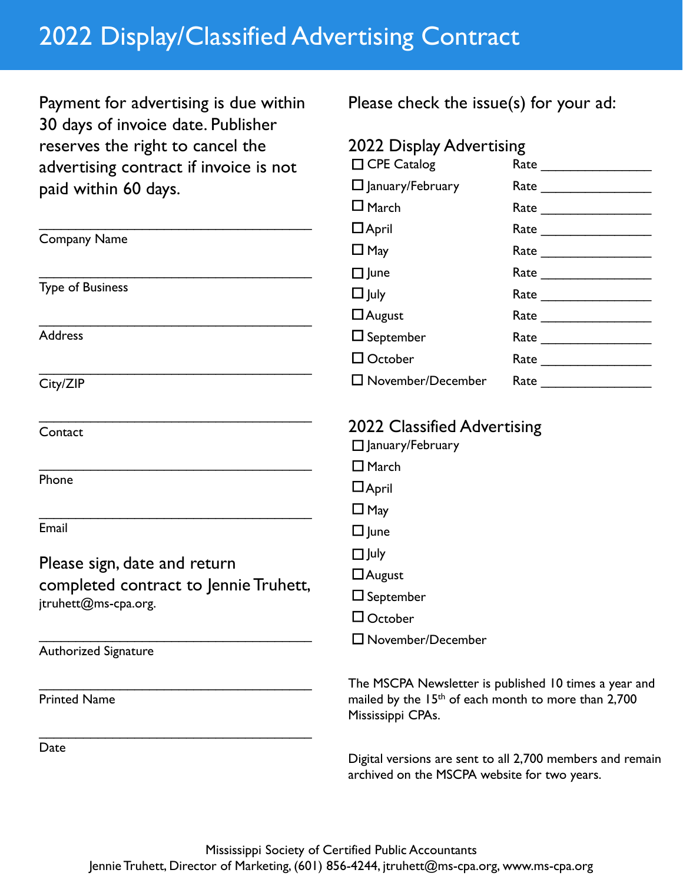# 2022 Display/Classified Advertising Contract

Payment for advertising is due within 30 days of invoice date. Publisher reserves the right to cancel the advertising contract if invoice is not paid within 60 days.

\_\_\_\_\_\_\_\_\_\_\_\_\_\_\_\_\_\_\_\_\_\_\_\_\_\_\_\_\_\_\_\_\_\_\_\_\_\_\_\_

Company Name

\_\_\_\_\_\_\_\_\_\_\_\_\_\_\_\_\_\_\_\_\_\_\_\_\_\_\_\_\_\_\_\_\_\_\_\_\_\_\_\_

Type of Business

\_\_\_\_\_\_\_\_\_\_\_\_\_\_\_\_\_\_\_\_\_\_\_\_\_\_\_\_\_\_\_\_\_\_\_\_\_\_\_\_

Address

\_\_\_\_\_\_\_\_\_\_\_\_\_\_\_\_\_\_\_\_\_\_\_\_\_\_\_\_\_\_\_\_\_\_\_\_\_\_\_\_

City/ZIP

\_\_\_\_\_\_\_\_\_\_\_\_\_\_\_\_\_\_\_\_\_\_\_\_\_\_\_\_\_\_\_\_\_\_\_\_\_\_\_\_

Contact

\_\_\_\_\_\_\_\_\_\_\_\_\_\_\_\_\_\_\_\_\_\_\_\_\_\_\_\_\_\_\_\_\_\_\_\_\_\_\_\_

Phone

\_\_\_\_\_\_\_\_\_\_\_\_\_\_\_\_\_\_\_\_\_\_\_\_\_\_\_\_\_\_\_\_\_\_\_\_\_\_\_\_

Email

Please sign, date and return completed contract to Jennie Truhett, jtruhett@ms-cpa.org.

\_\_\_\_\_\_\_\_\_\_\_\_\_\_\_\_\_\_\_\_\_\_\_\_\_\_\_\_\_\_\_\_\_\_\_\_\_\_\_\_

Authorized Signature

\_\_\_\_\_\_\_\_\_\_\_\_\_\_\_\_\_\_\_\_\_\_\_\_\_\_\_\_\_\_\_\_\_\_\_\_\_\_\_\_

Printed Name

\_\_\_\_\_\_\_\_\_\_\_\_\_\_\_\_\_\_\_\_\_\_\_\_\_\_\_\_\_\_\_\_\_\_\_\_\_\_\_\_

Date

Please check the issue(s) for your ad:

## 2022 Display Advertising

- ☐ CPE Catalog Rate \_\_\_\_\_\_\_\_\_\_\_\_\_\_\_\_
- ☐ January/February Rate \_\_\_\_\_\_\_\_\_\_\_\_\_\_\_\_
- ☐ March Rate \_\_\_\_\_\_\_\_\_\_\_\_\_\_\_\_
- ☐ April Rate \_\_\_\_\_\_\_\_\_\_\_\_\_\_\_\_
- ☐ May Rate \_\_\_\_\_\_\_\_\_\_\_\_\_\_\_\_
- ☐ June Rate \_\_\_\_\_\_\_\_\_\_\_\_\_\_\_\_
- ☐ July Rate \_\_\_\_\_\_\_\_\_\_\_\_\_\_\_\_
- ☐ August Rate \_\_\_\_\_\_\_\_\_\_\_\_\_\_\_\_
- ☐ September Rate \_\_\_\_\_\_\_\_\_\_\_\_\_\_\_\_
- ☐ October Rate \_\_\_\_\_\_\_\_\_\_\_\_\_\_\_\_
- ☐ November/December Rate \_\_\_\_\_\_\_\_\_\_\_\_\_\_\_\_

## 2022 Classified Advertising

- ☐ January/February
- ☐ March
- ☐ April
- ☐ May
- ☐ June
- ☐ July
- ☐ August
- ☐ September
- ☐ October
- ☐ November/December

The MSCPA Newsletter is published 10 times a year and mailed by the 15th of each month to more than 2,700 Mississippi CPAs.

Digital versions are sent to all 2,700 members and remain archived on the MSCPA website for two years.

Mississippi Society of Certified Public Accountants
Jennie Truhett, Director of Marketing, (601) 856-4244, jtruhett@ms-cpa.org, www.ms-cpa.org